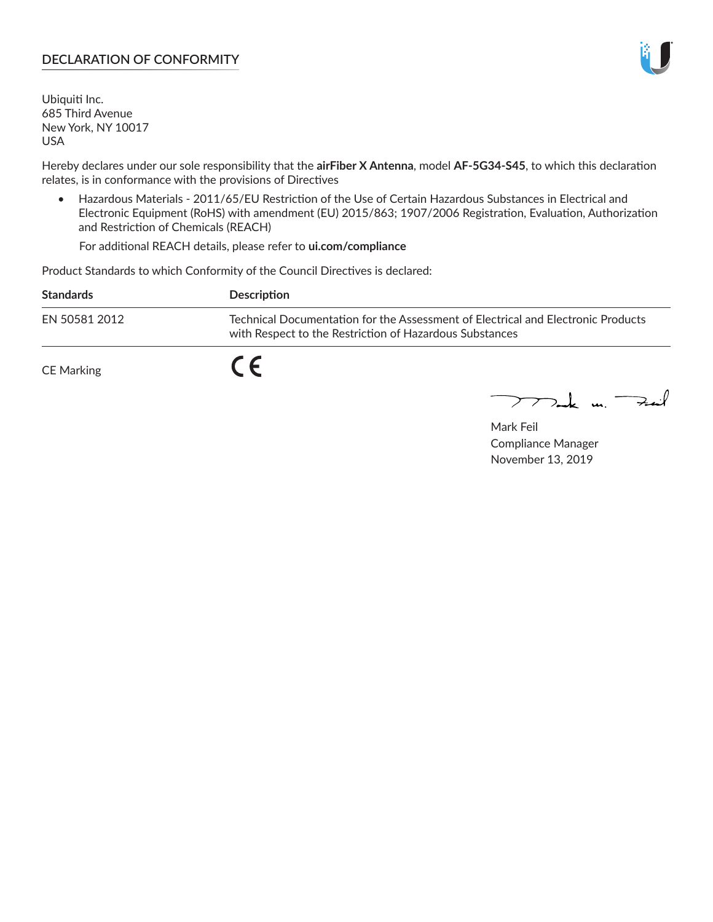# DECLARATION OF CONFORMITY

Ubiquiti Inc.
685 Third Avenue
New York, NY 10017
USA

Hereby declares under our sole responsibility that the **airFiber X Antenna**, model **AF-5G34-S45**, to which this declaration relates, is in conformance with the provisions of Directives

- Hazardous Materials - 2011/65/EU Restriction of the Use of Certain Hazardous Substances in Electrical and Electronic Equipment (RoHS) with amendment (EU) 2015/863; 1907/2006 Registration, Evaluation, Authorization and Restriction of Chemicals (REACH)

  For additional REACH details, please refer to **ui.com/compliance**

Product Standards to which Conformity of the Council Directives is declared:

| Standards | Description |
|---|---|
| EN 50581 2012 | Technical Documentation for the Assessment of Electrical and Electronic Products with Respect to the Restriction of Hazardous Substances |

CE Marking CE

Mark Feil
Compliance Manager
November 13, 2019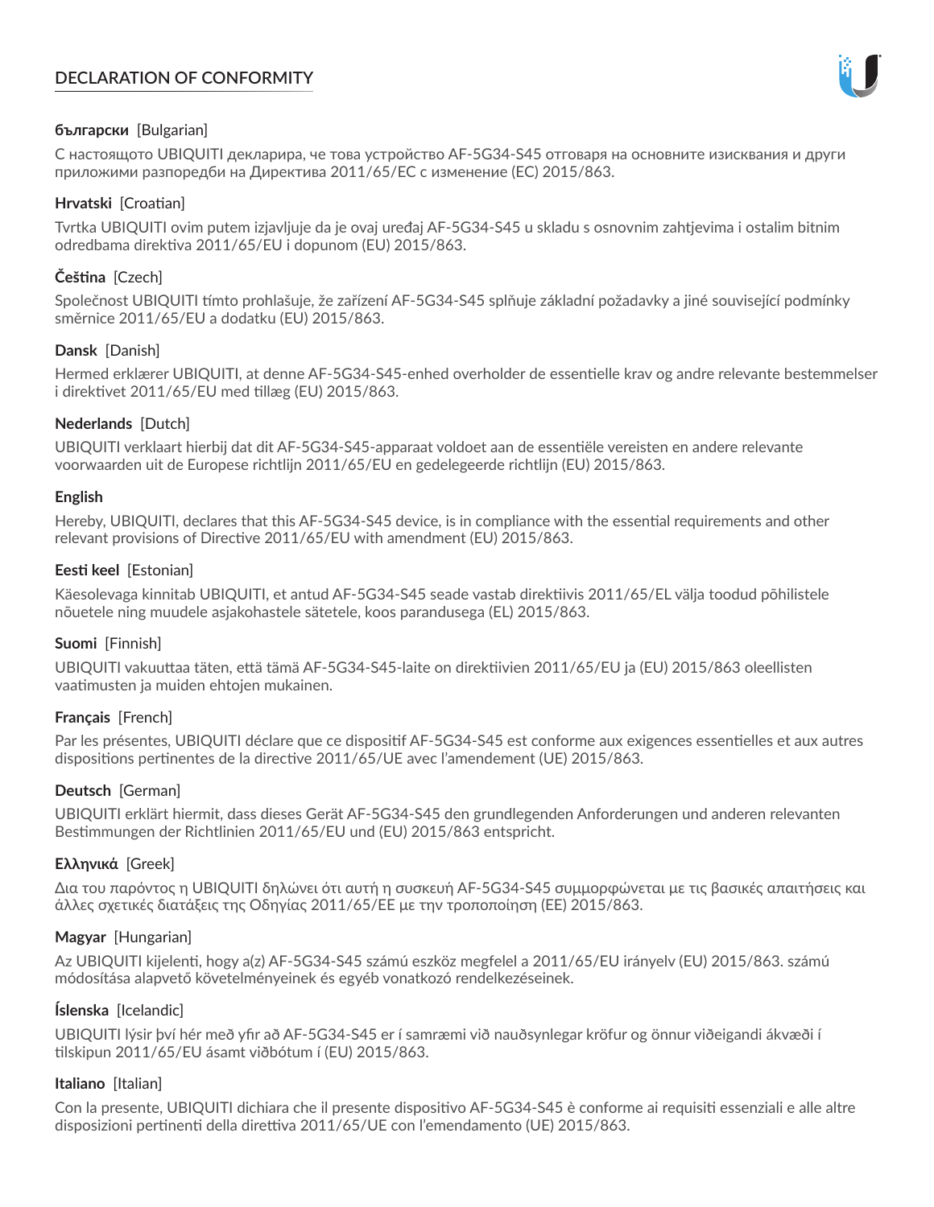# DECLARATION OF CONFORMITY

**български** [Bulgarian]

С настоящото UBIQUITI декларира, че това устройство AF-5G34-S45 отговаря на основните изисквания и други приложими разпоредби на Директива 2011/65/ЕС с изменение (ЕС) 2015/863.

**Hrvatski** [Croatian]

Tvrtka UBIQUITI ovim putem izjavljuje da je ovaj uređaj AF-5G34-S45 u skladu s osnovnim zahtjevima i ostalim bitnim odredbama direktiva 2011/65/EU i dopunom (EU) 2015/863.

**Čeština** [Czech]

Společnost UBIQUITI tímto prohlašuje, že zařízení AF-5G34-S45 splňuje základní požadavky a jiné související podmínky směrnice 2011/65/EU a dodatku (EU) 2015/863.

**Dansk** [Danish]

Hermed erklærer UBIQUITI, at denne AF-5G34-S45-enhed overholder de essentielle krav og andre relevante bestemmelser i direktivet 2011/65/EU med tillæg (EU) 2015/863.

**Nederlands** [Dutch]

UBIQUITI verklaart hierbij dat dit AF-5G34-S45-apparaat voldoet aan de essentiële vereisten en andere relevante voorwaarden uit de Europese richtlijn 2011/65/EU en gedelegeerde richtlijn (EU) 2015/863.

**English**

Hereby, UBIQUITI, declares that this AF-5G34-S45 device, is in compliance with the essential requirements and other relevant provisions of Directive 2011/65/EU with amendment (EU) 2015/863.

**Eesti keel** [Estonian]

Käesolevaga kinnitab UBIQUITI, et antud AF-5G34-S45 seade vastab direktiivis 2011/65/EL välja toodud põhilistele nõuetele ning muudele asjakohastele sätetele, koos parandusega (EL) 2015/863.

**Suomi** [Finnish]

UBIQUITI vakuuttaa täten, että tämä AF-5G34-S45-laite on direktiivien 2011/65/EU ja (EU) 2015/863 oleellisten vaatimusten ja muiden ehtojen mukainen.

**Français** [French]

Par les présentes, UBIQUITI déclare que ce dispositif AF-5G34-S45 est conforme aux exigences essentielles et aux autres dispositions pertinentes de la directive 2011/65/UE avec l'amendement (UE) 2015/863.

**Deutsch** [German]

UBIQUITI erklärt hiermit, dass dieses Gerät AF-5G34-S45 den grundlegenden Anforderungen und anderen relevanten Bestimmungen der Richtlinien 2011/65/EU und (EU) 2015/863 entspricht.

**Ελληνικά** [Greek]

Δια του παρόντος η UBIQUITI δηλώνει ότι αυτή η συσκευή AF-5G34-S45 συμμορφώνεται με τις βασικές απαιτήσεις και άλλες σχετικές διατάξεις της Οδηγίας 2011/65/ΕΕ με την τροποποίηση (ΕΕ) 2015/863.

**Magyar** [Hungarian]

Az UBIQUITI kijelenti, hogy a(z) AF-5G34-S45 számú eszköz megfelel a 2011/65/EU irányelv (EU) 2015/863. számú módosítása alapvető követelményeinek és egyéb vonatkozó rendelkezéseinek.

**Íslenska** [Icelandic]

UBIQUITI lýsir því hér með yfir að AF-5G34-S45 er í samræmi við nauðsynlegar kröfur og önnur viðeigandi ákvæði í tilskipun 2011/65/EU ásamt viðbótum í (EU) 2015/863.

**Italiano** [Italian]

Con la presente, UBIQUITI dichiara che il presente dispositivo AF-5G34-S45 è conforme ai requisiti essenziali e alle altre disposizioni pertinenti della direttiva 2011/65/UE con l'emendamento (UE) 2015/863.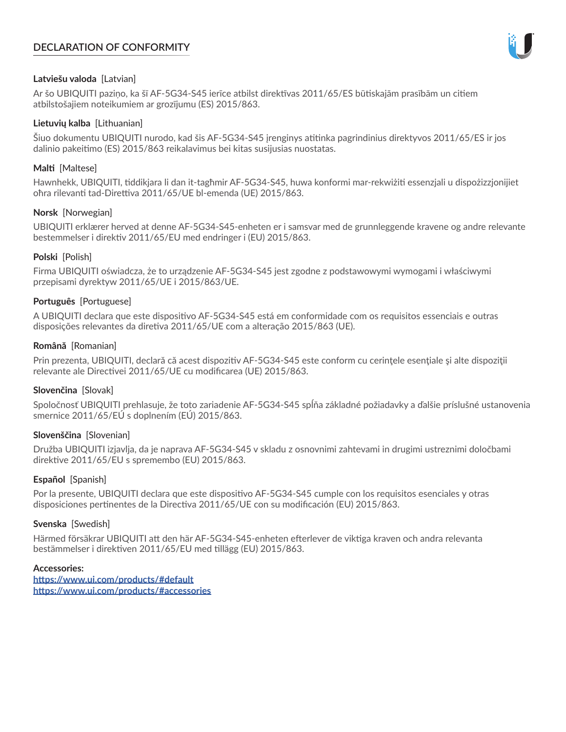DECLARATION OF CONFORMITY

**Latviešu valoda** [Latvian]

Ar šo UBIQUITI paziņo, ka šī AF-5G34-S45 ierīce atbilst direktīvas 2011/65/ES būtiskajām prasībām un citiem atbilstošajiem noteikumiem ar grozījumu (ES) 2015/863.

**Lietuvių kalba** [Lithuanian]

Šiuo dokumentu UBIQUITI nurodo, kad šis AF-5G34-S45 įrenginys atitinka pagrindinius direktyvos 2011/65/ES ir jos dalinio pakeitimo (ES) 2015/863 reikalavimus bei kitas susijusias nuostatas.

**Malti** [Maltese]

Hawnhekk, UBIQUITI, tiddikjara li dan it-tagħmir AF-5G34-S45, huwa konformi mar-rekwiżiti essenzjali u dispożizzjonijiet oħra rilevanti tad-Direttiva 2011/65/UE bl-emenda (UE) 2015/863.

**Norsk** [Norwegian]

UBIQUITI erklærer herved at denne AF-5G34-S45-enheten er i samsvar med de grunnleggende kravene og andre relevante bestemmelser i direktiv 2011/65/EU med endringer i (EU) 2015/863.

**Polski** [Polish]

Firma UBIQUITI oświadcza, że to urządzenie AF-5G34-S45 jest zgodne z podstawowymi wymogami i właściwymi przepisami dyrektyw 2011/65/UE i 2015/863/UE.

**Português** [Portuguese]

A UBIQUITI declara que este dispositivo AF-5G34-S45 está em conformidade com os requisitos essenciais e outras disposições relevantes da diretiva 2011/65/UE com a alteração 2015/863 (UE).

**Română** [Romanian]

Prin prezenta, UBIQUITI, declară că acest dispozitiv AF-5G34-S45 este conform cu cerinţele esenţiale şi alte dispoziţii relevante ale Directivei 2011/65/UE cu modificarea (UE) 2015/863.

**Slovenčina** [Slovak]

Spoločnosť UBIQUITI prehlasuje, že toto zariadenie AF-5G34-S45 spĺňa základné požiadavky a ďalšie príslušné ustanovenia smernice 2011/65/EÚ s doplnením (EÚ) 2015/863.

**Slovenščina** [Slovenian]

Družba UBIQUITI izjavlja, da je naprava AF-5G34-S45 v skladu z osnovnimi zahtevami in drugimi ustreznimi določbami direktive 2011/65/EU s spremembo (EU) 2015/863.

**Español** [Spanish]

Por la presente, UBIQUITI declara que este dispositivo AF-5G34-S45 cumple con los requisitos esenciales y otras disposiciones pertinentes de la Directiva 2011/65/UE con su modificación (EU) 2015/863.

**Svenska** [Swedish]

Härmed försäkrar UBIQUITI att den här AF-5G34-S45-enheten efterlever de viktiga kraven och andra relevanta bestämmelser i direktiven 2011/65/EU med tillägg (EU) 2015/863.

**Accessories:**
**https://www.ui.com/products/#default**
**https://www.ui.com/products/#accessories**